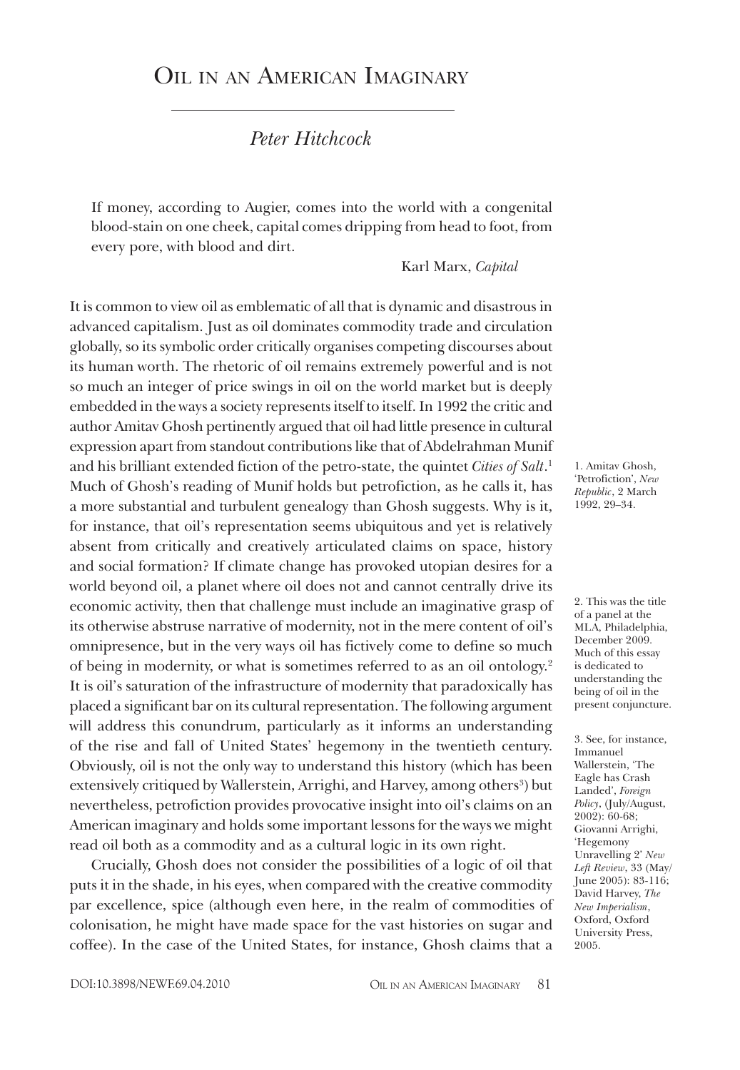# Oil in an American Imaginary

*Peter Hitchcock*

> If money, according to Augier, comes into the world with a congenital blood-stain on one cheek, capital comes dripping from head to foot, from every pore, with blood and dirt.
>
> Karl Marx, *Capital*

It is common to view oil as emblematic of all that is dynamic and disastrous in advanced capitalism. Just as oil dominates commodity trade and circulation globally, so its symbolic order critically organises competing discourses about its human worth. The rhetoric of oil remains extremely powerful and is not so much an integer of price swings in oil on the world market but is deeply embedded in the ways a society represents itself to itself. In 1992 the critic and author Amitav Ghosh pertinently argued that oil had little presence in cultural expression apart from standout contributions like that of Abdelrahman Munif and his brilliant extended fiction of the petro-state, the quintet *Cities of Salt*.[1] Much of Ghosh's reading of Munif holds but petrofiction, as he calls it, has a more substantial and turbulent genealogy than Ghosh suggests. Why is it, for instance, that oil's representation seems ubiquitous and yet is relatively absent from critically and creatively articulated claims on space, history and social formation? If climate change has provoked utopian desires for a world beyond oil, a planet where oil does not and cannot centrally drive its economic activity, then that challenge must include an imaginative grasp of its otherwise abstruse narrative of modernity, not in the mere content of oil's omnipresence, but in the very ways oil has fictively come to define so much of being in modernity, or what is sometimes referred to as an oil ontology.[2] It is oil's saturation of the infrastructure of modernity that paradoxically has placed a significant bar on its cultural representation. The following argument will address this conundrum, particularly as it informs an understanding of the rise and fall of United States' hegemony in the twentieth century. Obviously, oil is not the only way to understand this history (which has been extensively critiqued by Wallerstein, Arrighi, and Harvey, among others[3]) but nevertheless, petrofiction provides provocative insight into oil's claims on an American imaginary and holds some important lessons for the ways we might read oil both as a commodity and as a cultural logic in its own right.

Crucially, Ghosh does not consider the possibilities of a logic of oil that puts it in the shade, in his eyes, when compared with the creative commodity par excellence, spice (although even here, in the realm of commodities of colonisation, he might have made space for the vast histories on sugar and coffee). In the case of the United States, for instance, Ghosh claims that a

1. Amitav Ghosh, 'Petrofiction', *New Republic*, 2 March 1992, 29–34.

2. This was the title of a panel at the MLA, Philadelphia, December 2009. Much of this essay is dedicated to understanding the being of oil in the present conjuncture.

3. See, for instance, Immanuel Wallerstein, 'The Eagle has Crash Landed', *Foreign Policy*, (July/August, 2002): 60-68; Giovanni Arrighi, 'Hegemony Unravelling 2' *New Left Review*, 33 (May/June 2005): 83-116; David Harvey, *The New Imperialism*, Oxford, Oxford University Press, 2005.

DOI:10.3898/NEWF.69.04.2010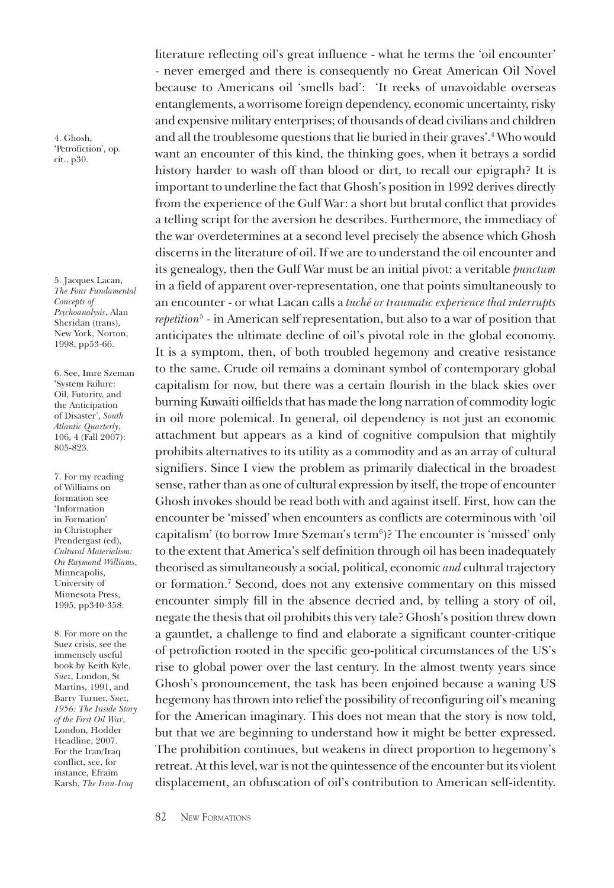literature reflecting oil's great influence - what he terms the 'oil encounter' - never emerged and there is consequently no Great American Oil Novel because to Americans oil 'smells bad': 'It reeks of unavoidable overseas entanglements, a worrisome foreign dependency, economic uncertainty, risky and expensive military enterprises; of thousands of dead civilians and children and all the troublesome questions that lie buried in their graves'.[4] Who would want an encounter of this kind, the thinking goes, when it betrays a sordid history harder to wash off than blood or dirt, to recall our epigraph? It is important to underline the fact that Ghosh's position in 1992 derives directly from the experience of the Gulf War: a short but brutal conflict that provides a telling script for the aversion he describes. Furthermore, the immediacy of the war overdetermines at a second level precisely the absence which Ghosh discerns in the literature of oil. If we are to understand the oil encounter and its genealogy, then the Gulf War must be an initial pivot: a veritable *punctum* in a field of apparent over-representation, one that points simultaneously to an encounter - or what Lacan calls a *tuché or traumatic experience that interrupts repetition*[5] - in American self representation, but also to a war of position that anticipates the ultimate decline of oil's pivotal role in the global economy. It is a symptom, then, of both troubled hegemony and creative resistance to the same. Crude oil remains a dominant symbol of contemporary global capitalism for now, but there was a certain flourish in the black skies over burning Kuwaiti oilfields that has made the long narration of commodity logic in oil more polemical. In general, oil dependency is not just an economic attachment but appears as a kind of cognitive compulsion that mightily prohibits alternatives to its utility as a commodity and as an array of cultural signifiers. Since I view the problem as primarily dialectical in the broadest sense, rather than as one of cultural expression by itself, the trope of encounter Ghosh invokes should be read both with and against itself. First, how can the encounter be 'missed' when encounters as conflicts are coterminous with 'oil capitalism' (to borrow Imre Szeman's term[6])? The encounter is 'missed' only to the extent that America's self definition through oil has been inadequately theorised as simultaneously a social, political, economic *and* cultural trajectory or formation.[7] Second, does not any extensive commentary on this missed encounter simply fill in the absence decried and, by telling a story of oil, negate the thesis that oil prohibits this very tale? Ghosh's position threw down a gauntlet, a challenge to find and elaborate a significant counter-critique of petrofiction rooted in the specific geo-political circumstances of the US's rise to global power over the last century. In the almost twenty years since Ghosh's pronouncement, the task has been enjoined because a waning US hegemony has thrown into relief the possibility of reconfiguring oil's meaning for the American imaginary. This does not mean that the story is now told, but that we are beginning to understand how it might be better expressed. The prohibition continues, but weakens in direct proportion to hegemony's retreat. At this level, war is not the quintessence of the encounter but its violent displacement, an obfuscation of oil's contribution to American self-identity.

4. Ghosh, 'Petrofiction', op. cit., p30.

5. Jacques Lacan, *The Four Fundamental Concepts of Psychoanalysis*, Alan Sheridan (trans), New York, Norton, 1998, pp53-66.

6. See, Imre Szeman 'System Failure: Oil, Futurity, and the Anticipation of Disaster', *South Atlantic Quarterly*, 106, 4 (Fall 2007): 805-823.

7. For my reading of Williams on formation see 'Information in Formation' in Christopher Prendergast (ed), *Cultural Materialism: On Raymond Williams*, Minneapolis, University of Minnesota Press, 1995, pp340-358.

8. For more on the Suez crisis, see the immensely useful book by Keith Kyle, *Suez*, London, St Martins, 1991, and Barry Turner, *Suez, 1956: The Inside Story of the First Oil War*, London, Hodder Headline, 2007. For the Iran/Iraq conflict, see, for instance, Efraim Karsh, *The Iran-Iraq*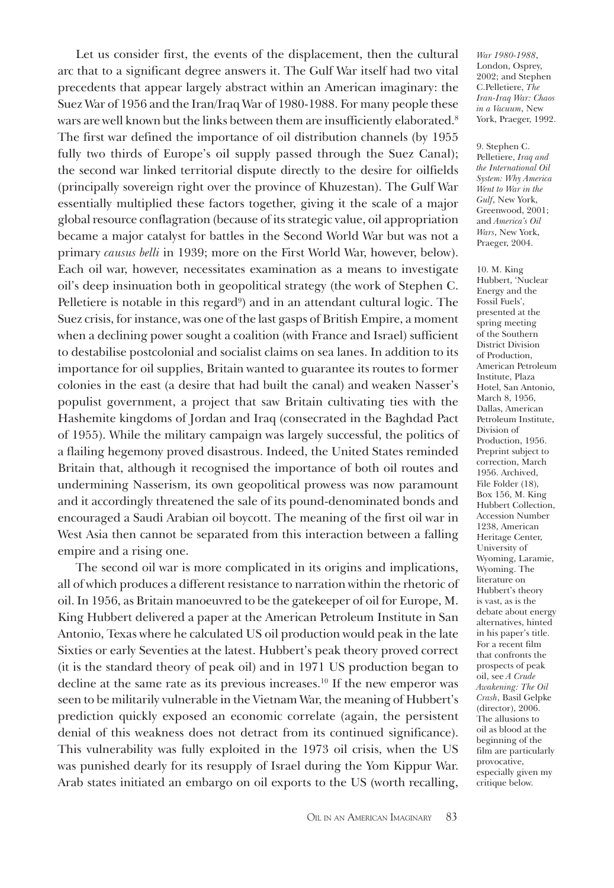Let us consider first, the events of the displacement, then the cultural arc that to a significant degree answers it. The Gulf War itself had two vital precedents that appear largely abstract within an American imaginary: the Suez War of 1956 and the Iran/Iraq War of 1980-1988. For many people these wars are well known but the links between them are insufficiently elaborated.[8] The first war defined the importance of oil distribution channels (by 1955 fully two thirds of Europe's oil supply passed through the Suez Canal); the second war linked territorial dispute directly to the desire for oilfields (principally sovereign right over the province of Khuzestan). The Gulf War essentially multiplied these factors together, giving it the scale of a major global resource conflagration (because of its strategic value, oil appropriation became a major catalyst for battles in the Second World War but was not a primary *causus belli* in 1939; more on the First World War, however, below). Each oil war, however, necessitates examination as a means to investigate oil's deep insinuation both in geopolitical strategy (the work of Stephen C. Pelletiere is notable in this regard[9]) and in an attendant cultural logic. The Suez crisis, for instance, was one of the last gasps of British Empire, a moment when a declining power sought a coalition (with France and Israel) sufficient to destabilise postcolonial and socialist claims on sea lanes. In addition to its importance for oil supplies, Britain wanted to guarantee its routes to former colonies in the east (a desire that had built the canal) and weaken Nasser's populist government, a project that saw Britain cultivating ties with the Hashemite kingdoms of Jordan and Iraq (consecrated in the Baghdad Pact of 1955). While the military campaign was largely successful, the politics of a flailing hegemony proved disastrous. Indeed, the United States reminded Britain that, although it recognised the importance of both oil routes and undermining Nasserism, its own geopolitical prowess was now paramount and it accordingly threatened the sale of its pound-denominated bonds and encouraged a Saudi Arabian oil boycott. The meaning of the first oil war in West Asia then cannot be separated from this interaction between a falling empire and a rising one.

The second oil war is more complicated in its origins and implications, all of which produces a different resistance to narration within the rhetoric of oil. In 1956, as Britain manoeuvred to be the gatekeeper of oil for Europe, M. King Hubbert delivered a paper at the American Petroleum Institute in San Antonio, Texas where he calculated US oil production would peak in the late Sixties or early Seventies at the latest. Hubbert's peak theory proved correct (it is the standard theory of peak oil) and in 1971 US production began to decline at the same rate as its previous increases.[10] If the new emperor was seen to be militarily vulnerable in the Vietnam War, the meaning of Hubbert's prediction quickly exposed an economic correlate (again, the persistent denial of this weakness does not detract from its continued significance). This vulnerability was fully exploited in the 1973 oil crisis, when the US was punished dearly for its resupply of Israel during the Yom Kippur War. Arab states initiated an embargo on oil exports to the US (worth recalling,

*War 1980-1988*, London, Osprey, 2002; and Stephen C.Pelletiere, *The Iran-Iraq War: Chaos in a Vacuum*, New York, Praeger, 1992.

9. Stephen C. Pelletiere, *Iraq and the International Oil System: Why America Went to War in the Gulf*, New York, Greenwood, 2001; and *America's Oil Wars*, New York, Praeger, 2004.

10. M. King Hubbert, 'Nuclear Energy and the Fossil Fuels', presented at the spring meeting of the Southern District Division of Production, American Petroleum Institute, Plaza Hotel, San Antonio, March 8, 1956, Dallas, American Petroleum Institute, Division of Production, 1956. Preprint subject to correction, March 1956. Archived, File Folder (18), Box 156, M. King Hubbert Collection, Accession Number 1238, American Heritage Center, University of Wyoming, Laramie, Wyoming. The literature on Hubbert's theory is vast, as is the debate about energy alternatives, hinted in his paper's title. For a recent film that confronts the prospects of peak oil, see *A Crude Awakening: The Oil Crash*, Basil Gelpke (director), 2006. The allusions to oil as blood at the beginning of the film are particularly provocative, especially given my critique below.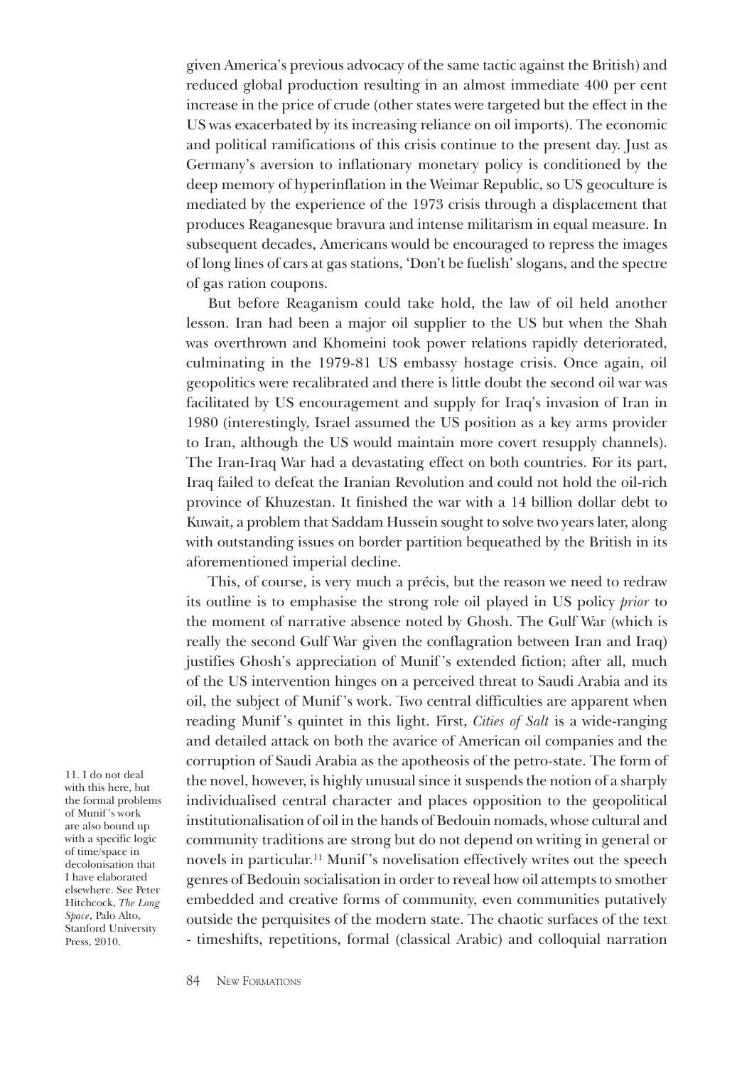given America's previous advocacy of the same tactic against the British) and reduced global production resulting in an almost immediate 400 per cent increase in the price of crude (other states were targeted but the effect in the US was exacerbated by its increasing reliance on oil imports). The economic and political ramifications of this crisis continue to the present day. Just as Germany's aversion to inflationary monetary policy is conditioned by the deep memory of hyperinflation in the Weimar Republic, so US geoculture is mediated by the experience of the 1973 crisis through a displacement that produces Reaganesque bravura and intense militarism in equal measure. In subsequent decades, Americans would be encouraged to repress the images of long lines of cars at gas stations, 'Don't be fuelish' slogans, and the spectre of gas ration coupons.

But before Reaganism could take hold, the law of oil held another lesson. Iran had been a major oil supplier to the US but when the Shah was overthrown and Khomeini took power relations rapidly deteriorated, culminating in the 1979-81 US embassy hostage crisis. Once again, oil geopolitics were recalibrated and there is little doubt the second oil war was facilitated by US encouragement and supply for Iraq's invasion of Iran in 1980 (interestingly, Israel assumed the US position as a key arms provider to Iran, although the US would maintain more covert resupply channels). The Iran-Iraq War had a devastating effect on both countries. For its part, Iraq failed to defeat the Iranian Revolution and could not hold the oil-rich province of Khuzestan. It finished the war with a 14 billion dollar debt to Kuwait, a problem that Saddam Hussein sought to solve two years later, along with outstanding issues on border partition bequeathed by the British in its aforementioned imperial decline.

This, of course, is very much a précis, but the reason we need to redraw its outline is to emphasise the strong role oil played in US policy *prior* to the moment of narrative absence noted by Ghosh. The Gulf War (which is really the second Gulf War given the conflagration between Iran and Iraq) justifies Ghosh's appreciation of Munif's extended fiction; after all, much of the US intervention hinges on a perceived threat to Saudi Arabia and its oil, the subject of Munif's work. Two central difficulties are apparent when reading Munif's quintet in this light. First, *Cities of Salt* is a wide-ranging and detailed attack on both the avarice of American oil companies and the corruption of Saudi Arabia as the apotheosis of the petro-state. The form of the novel, however, is highly unusual since it suspends the notion of a sharply individualised central character and places opposition to the geopolitical institutionalisation of oil in the hands of Bedouin nomads, whose cultural and community traditions are strong but do not depend on writing in general or novels in particular.[11] Munif's novelisation effectively writes out the speech genres of Bedouin socialisation in order to reveal how oil attempts to smother embedded and creative forms of community, even communities putatively outside the perquisites of the modern state. The chaotic surfaces of the text - timeshifts, repetitions, formal (classical Arabic) and colloquial narration

11. I do not deal with this here, but the formal problems of Munif's work are also bound up with a specific logic of time/space in decolonisation that I have elaborated elsewhere. See Peter Hitchcock, *The Long Space*, Palo Alto, Stanford University Press, 2010.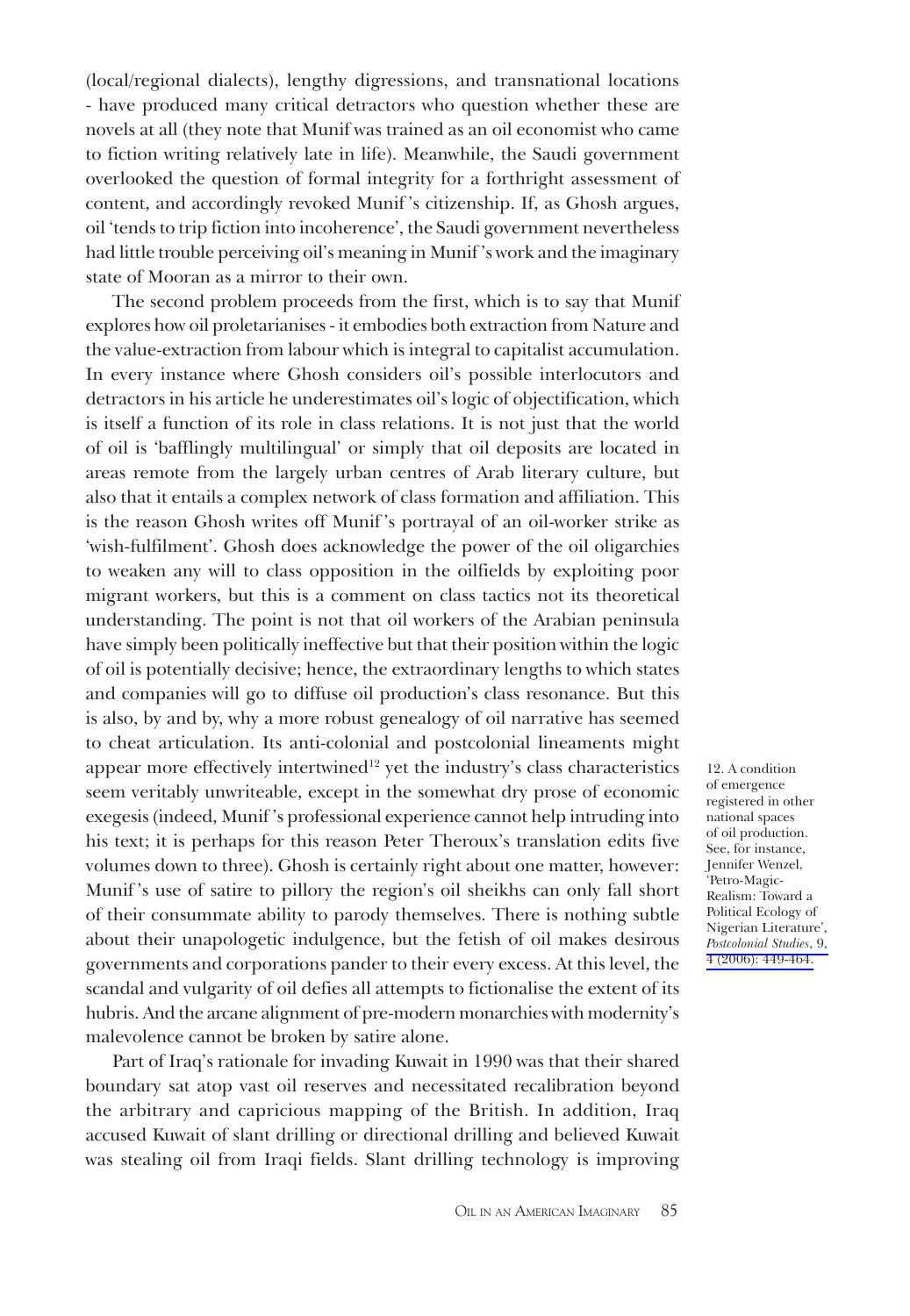(local/regional dialects), lengthy digressions, and transnational locations - have produced many critical detractors who question whether these are novels at all (they note that Munif was trained as an oil economist who came to fiction writing relatively late in life). Meanwhile, the Saudi government overlooked the question of formal integrity for a forthright assessment of content, and accordingly revoked Munif's citizenship. If, as Ghosh argues, oil 'tends to trip fiction into incoherence', the Saudi government nevertheless had little trouble perceiving oil's meaning in Munif's work and the imaginary state of Mooran as a mirror to their own.

The second problem proceeds from the first, which is to say that Munif explores how oil proletarianises - it embodies both extraction from Nature and the value-extraction from labour which is integral to capitalist accumulation. In every instance where Ghosh considers oil's possible interlocutors and detractors in his article he underestimates oil's logic of objectification, which is itself a function of its role in class relations. It is not just that the world of oil is 'bafflingly multilingual' or simply that oil deposits are located in areas remote from the largely urban centres of Arab literary culture, but also that it entails a complex network of class formation and affiliation. This is the reason Ghosh writes off Munif's portrayal of an oil-worker strike as 'wish-fulfilment'. Ghosh does acknowledge the power of the oil oligarchies to weaken any will to class opposition in the oilfields by exploiting poor migrant workers, but this is a comment on class tactics not its theoretical understanding. The point is not that oil workers of the Arabian peninsula have simply been politically ineffective but that their position within the logic of oil is potentially decisive; hence, the extraordinary lengths to which states and companies will go to diffuse oil production's class resonance. But this is also, by and by, why a more robust genealogy of oil narrative has seemed to cheat articulation. Its anti-colonial and postcolonial lineaments might appear more effectively intertwined[12] yet the industry's class characteristics seem veritably unwriteable, except in the somewhat dry prose of economic exegesis (indeed, Munif's professional experience cannot help intruding into his text; it is perhaps for this reason Peter Theroux's translation edits five volumes down to three). Ghosh is certainly right about one matter, however: Munif's use of satire to pillory the region's oil sheikhs can only fall short of their consummate ability to parody themselves. There is nothing subtle about their unapologetic indulgence, but the fetish of oil makes desirous governments and corporations pander to their every excess. At this level, the scandal and vulgarity of oil defies all attempts to fictionalise the extent of its hubris. And the arcane alignment of pre-modern monarchies with modernity's malevolence cannot be broken by satire alone.

Part of Iraq's rationale for invading Kuwait in 1990 was that their shared boundary sat atop vast oil reserves and necessitated recalibration beyond the arbitrary and capricious mapping of the British. In addition, Iraq accused Kuwait of slant drilling or directional drilling and believed Kuwait was stealing oil from Iraqi fields. Slant drilling technology is improving

12. A condition of emergence registered in other national spaces of oil production. See, for instance, Jennifer Wenzel, 'Petro-Magic-Realism: Toward a Political Ecology of Nigerian Literature', *Postcolonial Studies*, 9, 4 (2006): 449-464.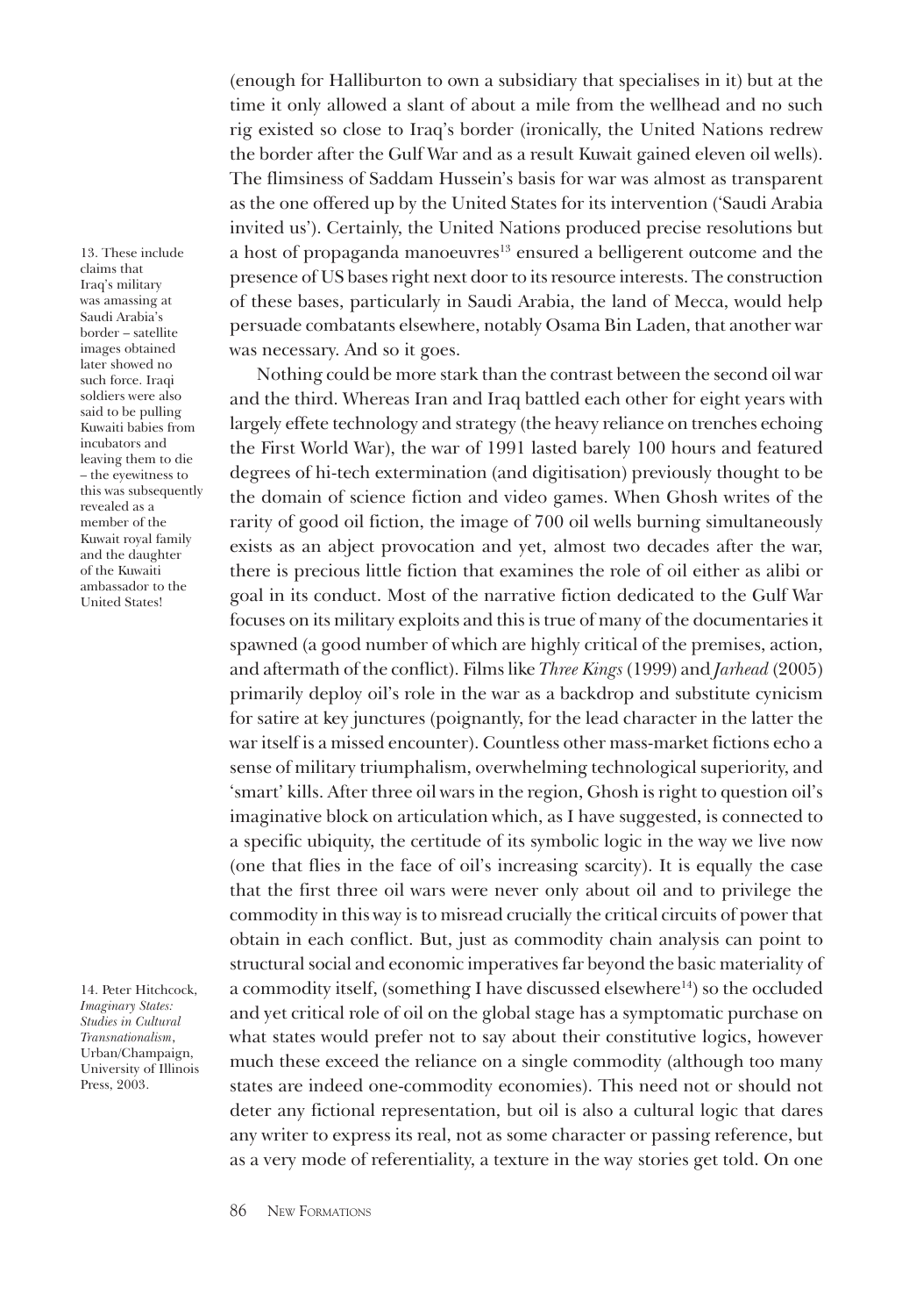(enough for Halliburton to own a subsidiary that specialises in it) but at the time it only allowed a slant of about a mile from the wellhead and no such rig existed so close to Iraq's border (ironically, the United Nations redrew the border after the Gulf War and as a result Kuwait gained eleven oil wells). The flimsiness of Saddam Hussein's basis for war was almost as transparent as the one offered up by the United States for its intervention ('Saudi Arabia invited us'). Certainly, the United Nations produced precise resolutions but a host of propaganda manoeuvres[13] ensured a belligerent outcome and the presence of US bases right next door to its resource interests. The construction of these bases, particularly in Saudi Arabia, the land of Mecca, would help persuade combatants elsewhere, notably Osama Bin Laden, that another war was necessary. And so it goes.

Nothing could be more stark than the contrast between the second oil war and the third. Whereas Iran and Iraq battled each other for eight years with largely effete technology and strategy (the heavy reliance on trenches echoing the First World War), the war of 1991 lasted barely 100 hours and featured degrees of hi-tech extermination (and digitisation) previously thought to be the domain of science fiction and video games. When Ghosh writes of the rarity of good oil fiction, the image of 700 oil wells burning simultaneously exists as an abject provocation and yet, almost two decades after the war, there is precious little fiction that examines the role of oil either as alibi or goal in its conduct. Most of the narrative fiction dedicated to the Gulf War focuses on its military exploits and this is true of many of the documentaries it spawned (a good number of which are highly critical of the premises, action, and aftermath of the conflict). Films like *Three Kings* (1999) and *Jarhead* (2005) primarily deploy oil's role in the war as a backdrop and substitute cynicism for satire at key junctures (poignantly, for the lead character in the latter the war itself is a missed encounter). Countless other mass-market fictions echo a sense of military triumphalism, overwhelming technological superiority, and 'smart' kills. After three oil wars in the region, Ghosh is right to question oil's imaginative block on articulation which, as I have suggested, is connected to a specific ubiquity, the certitude of its symbolic logic in the way we live now (one that flies in the face of oil's increasing scarcity). It is equally the case that the first three oil wars were never only about oil and to privilege the commodity in this way is to misread crucially the critical circuits of power that obtain in each conflict. But, just as commodity chain analysis can point to structural social and economic imperatives far beyond the basic materiality of a commodity itself, (something I have discussed elsewhere[14]) so the occluded and yet critical role of oil on the global stage has a symptomatic purchase on what states would prefer not to say about their constitutive logics, however much these exceed the reliance on a single commodity (although too many states are indeed one-commodity economies). This need not or should not deter any fictional representation, but oil is also a cultural logic that dares any writer to express its real, not as some character or passing reference, but as a very mode of referentiality, a texture in the way stories get told. On one

13. These include claims that Iraq's military was amassing at Saudi Arabia's border – satellite images obtained later showed no such force. Iraqi soldiers were also said to be pulling Kuwaiti babies from incubators and leaving them to die – the eyewitness to this was subsequently revealed as a member of the Kuwait royal family and the daughter of the Kuwaiti ambassador to the United States!

14. Peter Hitchcock, *Imaginary States: Studies in Cultural Transnationalism*, Urban/Champaign, University of Illinois Press, 2003.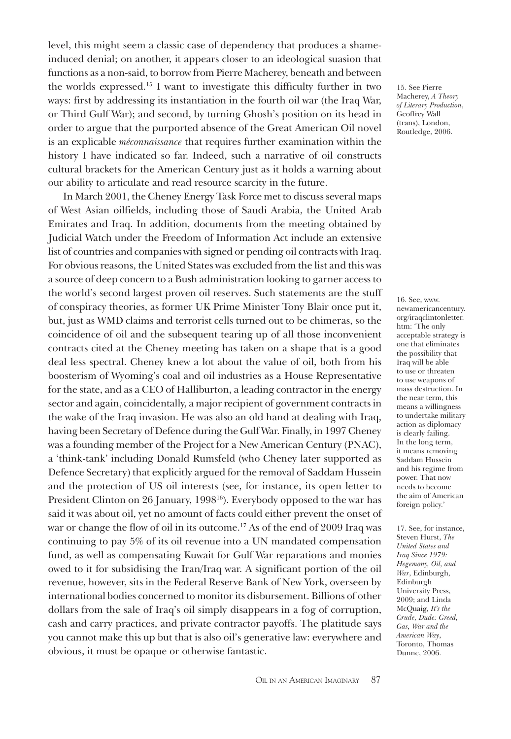level, this might seem a classic case of dependency that produces a shame-induced denial; on another, it appears closer to an ideological suasion that functions as a non-said, to borrow from Pierre Macherey, beneath and between the worlds expressed.[15] I want to investigate this difficulty further in two ways: first by addressing its instantiation in the fourth oil war (the Iraq War, or Third Gulf War); and second, by turning Ghosh's position on its head in order to argue that the purported absence of the Great American Oil novel is an explicable *méconnaissance* that requires further examination within the history I have indicated so far. Indeed, such a narrative of oil constructs cultural brackets for the American Century just as it holds a warning about our ability to articulate and read resource scarcity in the future.

In March 2001, the Cheney Energy Task Force met to discuss several maps of West Asian oilfields, including those of Saudi Arabia, the United Arab Emirates and Iraq. In addition, documents from the meeting obtained by Judicial Watch under the Freedom of Information Act include an extensive list of countries and companies with signed or pending oil contracts with Iraq. For obvious reasons, the United States was excluded from the list and this was a source of deep concern to a Bush administration looking to garner access to the world's second largest proven oil reserves. Such statements are the stuff of conspiracy theories, as former UK Prime Minister Tony Blair once put it, but, just as WMD claims and terrorist cells turned out to be chimeras, so the coincidence of oil and the subsequent tearing up of all those inconvenient contracts cited at the Cheney meeting has taken on a shape that is a good deal less spectral. Cheney knew a lot about the value of oil, both from his boosterism of Wyoming's coal and oil industries as a House Representative for the state, and as a CEO of Halliburton, a leading contractor in the energy sector and again, coincidentally, a major recipient of government contracts in the wake of the Iraq invasion. He was also an old hand at dealing with Iraq, having been Secretary of Defence during the Gulf War. Finally, in 1997 Cheney was a founding member of the Project for a New American Century (PNAC), a 'think-tank' including Donald Rumsfeld (who Cheney later supported as Defence Secretary) that explicitly argued for the removal of Saddam Hussein and the protection of US oil interests (see, for instance, its open letter to President Clinton on 26 January, 1998[16]). Everybody opposed to the war has said it was about oil, yet no amount of facts could either prevent the onset of war or change the flow of oil in its outcome.[17] As of the end of 2009 Iraq was continuing to pay 5% of its oil revenue into a UN mandated compensation fund, as well as compensating Kuwait for Gulf War reparations and monies owed to it for subsidising the Iran/Iraq war. A significant portion of the oil revenue, however, sits in the Federal Reserve Bank of New York, overseen by international bodies concerned to monitor its disbursement. Billions of other dollars from the sale of Iraq's oil simply disappears in a fog of corruption, cash and carry practices, and private contractor payoffs. The platitude says you cannot make this up but that is also oil's generative law: everywhere and obvious, it must be opaque or otherwise fantastic.

15. See Pierre Macherey, *A Theory of Literary Production*, Geoffrey Wall (trans), London, Routledge, 2006.

16. See, www.newamericancentury.org/iraqclintonletter.htm: 'The only acceptable strategy is one that eliminates the possibility that Iraq will be able to use or threaten to use weapons of mass destruction. In the near term, this means a willingness to undertake military action as diplomacy is clearly failing. In the long term, it means removing Saddam Hussein and his regime from power. That now needs to become the aim of American foreign policy.'

17. See, for instance, Steven Hurst, *The United States and Iraq Since 1979: Hegemony, Oil, and War*, Edinburgh, Edinburgh University Press, 2009; and Linda McQuaig, *It's the Crude, Dude: Greed, Gas, War and the American Way*, Toronto, Thomas Dunne, 2006.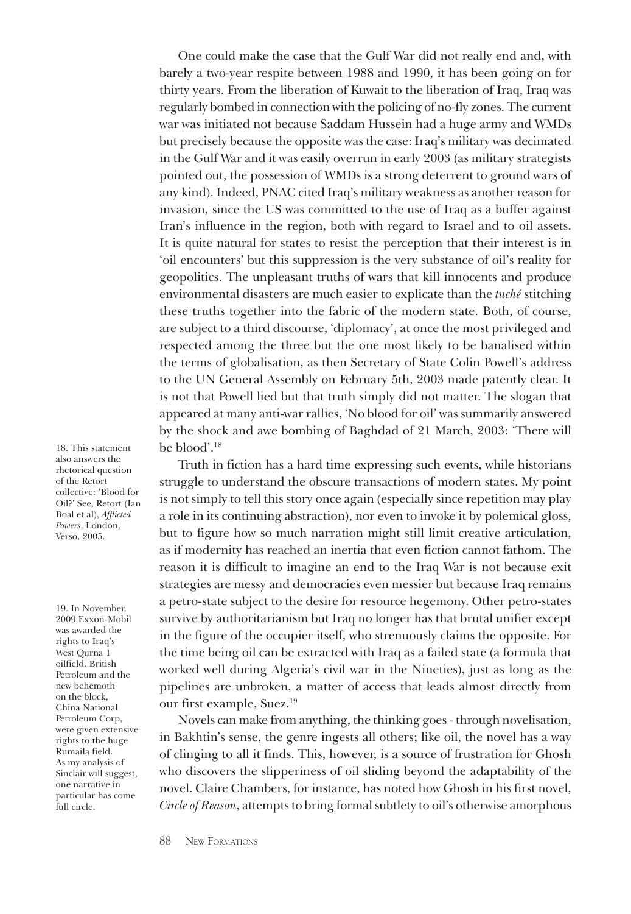One could make the case that the Gulf War did not really end and, with barely a two-year respite between 1988 and 1990, it has been going on for thirty years. From the liberation of Kuwait to the liberation of Iraq, Iraq was regularly bombed in connection with the policing of no-fly zones. The current war was initiated not because Saddam Hussein had a huge army and WMDs but precisely because the opposite was the case: Iraq's military was decimated in the Gulf War and it was easily overrun in early 2003 (as military strategists pointed out, the possession of WMDs is a strong deterrent to ground wars of any kind). Indeed, PNAC cited Iraq's military weakness as another reason for invasion, since the US was committed to the use of Iraq as a buffer against Iran's influence in the region, both with regard to Israel and to oil assets. It is quite natural for states to resist the perception that their interest is in 'oil encounters' but this suppression is the very substance of oil's reality for geopolitics. The unpleasant truths of wars that kill innocents and produce environmental disasters are much easier to explicate than the *tuché* stitching these truths together into the fabric of the modern state. Both, of course, are subject to a third discourse, 'diplomacy', at once the most privileged and respected among the three but the one most likely to be banalised within the terms of globalisation, as then Secretary of State Colin Powell's address to the UN General Assembly on February 5th, 2003 made patently clear. It is not that Powell lied but that truth simply did not matter. The slogan that appeared at many anti-war rallies, 'No blood for oil' was summarily answered by the shock and awe bombing of Baghdad of 21 March, 2003: 'There will be blood'.[18]

Truth in fiction has a hard time expressing such events, while historians struggle to understand the obscure transactions of modern states. My point is not simply to tell this story once again (especially since repetition may play a role in its continuing abstraction), nor even to invoke it by polemical gloss, but to figure how so much narration might still limit creative articulation, as if modernity has reached an inertia that even fiction cannot fathom. The reason it is difficult to imagine an end to the Iraq War is not because exit strategies are messy and democracies even messier but because Iraq remains a petro-state subject to the desire for resource hegemony. Other petro-states survive by authoritarianism but Iraq no longer has that brutal unifier except in the figure of the occupier itself, who strenuously claims the opposite. For the time being oil can be extracted with Iraq as a failed state (a formula that worked well during Algeria's civil war in the Nineties), just as long as the pipelines are unbroken, a matter of access that leads almost directly from our first example, Suez.[19]

Novels can make from anything, the thinking goes - through novelisation, in Bakhtin's sense, the genre ingests all others; like oil, the novel has a way of clinging to all it finds. This, however, is a source of frustration for Ghosh who discovers the slipperiness of oil sliding beyond the adaptability of the novel. Claire Chambers, for instance, has noted how Ghosh in his first novel, *Circle of Reason*, attempts to bring formal subtlety to oil's otherwise amorphous

18. This statement also answers the rhetorical question of the Retort collective: 'Blood for Oil?' See, Retort (Ian Boal et al), *Afflicted Powers*, London, Verso, 2005.

19. In November, 2009 Exxon-Mobil was awarded the rights to Iraq's West Qurna 1 oilfield. British Petroleum and the new behemoth on the block, China National Petroleum Corp, were given extensive rights to the huge Rumaila field. As my analysis of Sinclair will suggest, one narrative in particular has come full circle.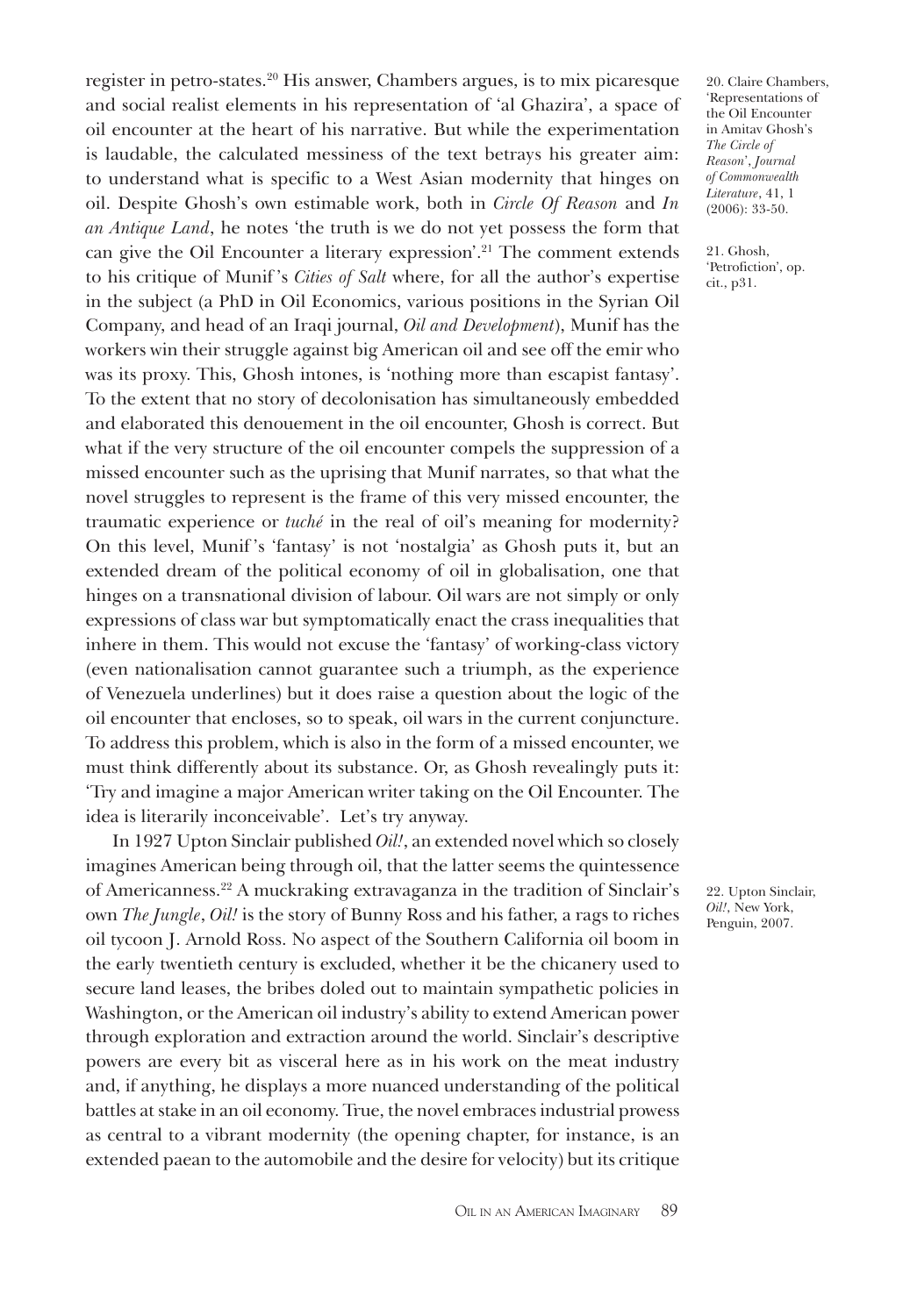register in petro-states.[20] His answer, Chambers argues, is to mix picaresque and social realist elements in his representation of 'al Ghazira', a space of oil encounter at the heart of his narrative. But while the experimentation is laudable, the calculated messiness of the text betrays his greater aim: to understand what is specific to a West Asian modernity that hinges on oil. Despite Ghosh's own estimable work, both in *Circle Of Reason* and *In an Antique Land*, he notes 'the truth is we do not yet possess the form that can give the Oil Encounter a literary expression'.[21] The comment extends to his critique of Munif's *Cities of Salt* where, for all the author's expertise in the subject (a PhD in Oil Economics, various positions in the Syrian Oil Company, and head of an Iraqi journal, *Oil and Development*), Munif has the workers win their struggle against big American oil and see off the emir who was its proxy. This, Ghosh intones, is 'nothing more than escapist fantasy'. To the extent that no story of decolonisation has simultaneously embedded and elaborated this denouement in the oil encounter, Ghosh is correct. But what if the very structure of the oil encounter compels the suppression of a missed encounter such as the uprising that Munif narrates, so that what the novel struggles to represent is the frame of this very missed encounter, the traumatic experience or *tuché* in the real of oil's meaning for modernity? On this level, Munif's 'fantasy' is not 'nostalgia' as Ghosh puts it, but an extended dream of the political economy of oil in globalisation, one that hinges on a transnational division of labour. Oil wars are not simply or only expressions of class war but symptomatically enact the crass inequalities that inhere in them. This would not excuse the 'fantasy' of working-class victory (even nationalisation cannot guarantee such a triumph, as the experience of Venezuela underlines) but it does raise a question about the logic of the oil encounter that encloses, so to speak, oil wars in the current conjuncture. To address this problem, which is also in the form of a missed encounter, we must think differently about its substance. Or, as Ghosh revealingly puts it: 'Try and imagine a major American writer taking on the Oil Encounter. The idea is literarily inconceivable'. Let's try anyway.

In 1927 Upton Sinclair published *Oil!*, an extended novel which so closely imagines American being through oil, that the latter seems the quintessence of Americanness.[22] A muckraking extravaganza in the tradition of Sinclair's own *The Jungle*, *Oil!* is the story of Bunny Ross and his father, a rags to riches oil tycoon J. Arnold Ross. No aspect of the Southern California oil boom in the early twentieth century is excluded, whether it be the chicanery used to secure land leases, the bribes doled out to maintain sympathetic policies in Washington, or the American oil industry's ability to extend American power through exploration and extraction around the world. Sinclair's descriptive powers are every bit as visceral here as in his work on the meat industry and, if anything, he displays a more nuanced understanding of the political battles at stake in an oil economy. True, the novel embraces industrial prowess as central to a vibrant modernity (the opening chapter, for instance, is an extended paean to the automobile and the desire for velocity) but its critique

20. Claire Chambers, 'Representations of the Oil Encounter in Amitav Ghosh's *The Circle of Reason*', *Journal of Commonwealth Literature*, 41, 1 (2006): 33-50.

21. Ghosh, 'Petrofiction', op. cit., p31.

22. Upton Sinclair, *Oil!*, New York, Penguin, 2007.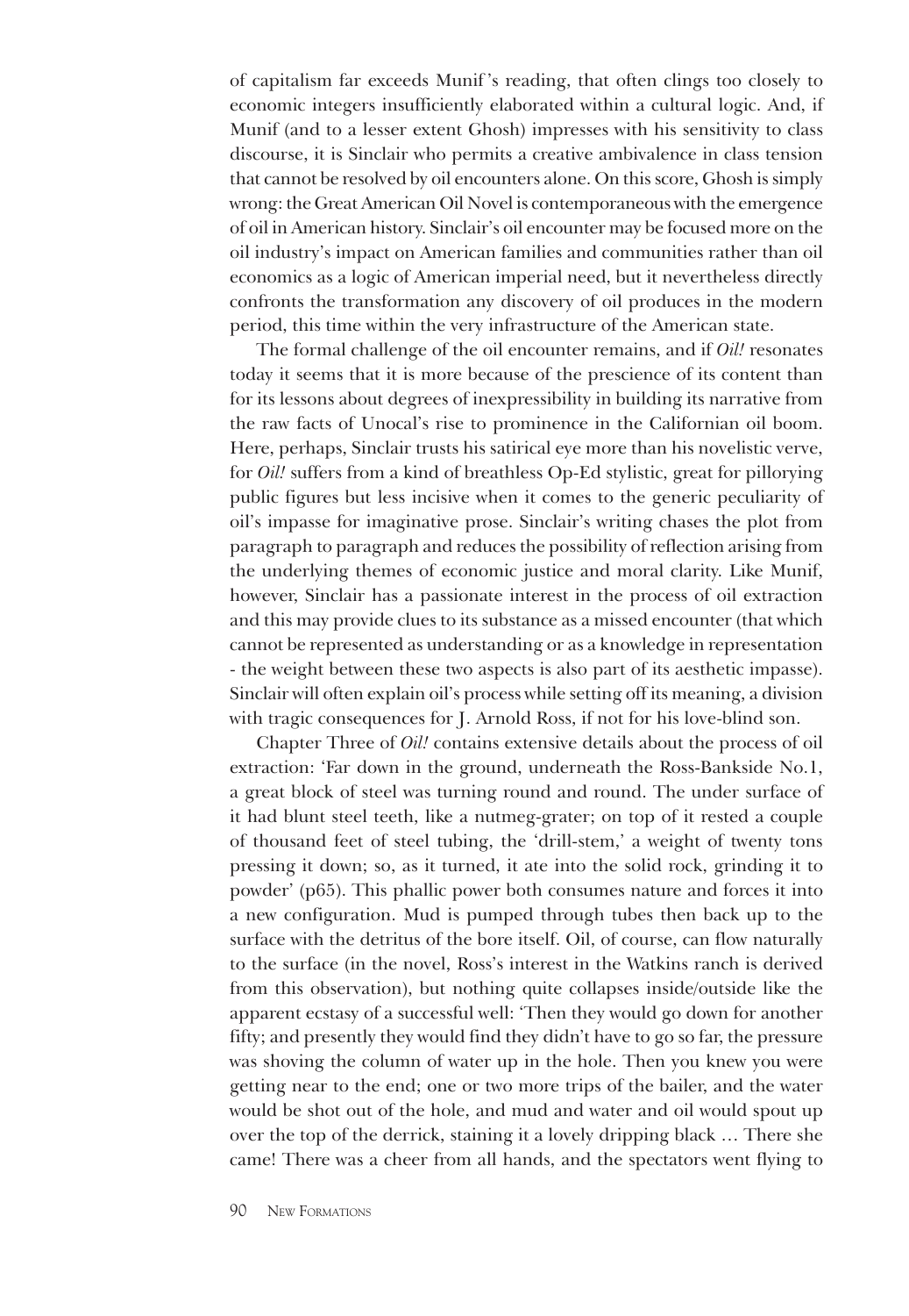of capitalism far exceeds Munif's reading, that often clings too closely to economic integers insufficiently elaborated within a cultural logic. And, if Munif (and to a lesser extent Ghosh) impresses with his sensitivity to class discourse, it is Sinclair who permits a creative ambivalence in class tension that cannot be resolved by oil encounters alone. On this score, Ghosh is simply wrong: the Great American Oil Novel is contemporaneous with the emergence of oil in American history. Sinclair's oil encounter may be focused more on the oil industry's impact on American families and communities rather than oil economics as a logic of American imperial need, but it nevertheless directly confronts the transformation any discovery of oil produces in the modern period, this time within the very infrastructure of the American state.

The formal challenge of the oil encounter remains, and if *Oil!* resonates today it seems that it is more because of the prescience of its content than for its lessons about degrees of inexpressibility in building its narrative from the raw facts of Unocal's rise to prominence in the Californian oil boom. Here, perhaps, Sinclair trusts his satirical eye more than his novelistic verve, for *Oil!* suffers from a kind of breathless Op-Ed stylistic, great for pillorying public figures but less incisive when it comes to the generic peculiarity of oil's impasse for imaginative prose. Sinclair's writing chases the plot from paragraph to paragraph and reduces the possibility of reflection arising from the underlying themes of economic justice and moral clarity. Like Munif, however, Sinclair has a passionate interest in the process of oil extraction and this may provide clues to its substance as a missed encounter (that which cannot be represented as understanding or as a knowledge in representation - the weight between these two aspects is also part of its aesthetic impasse). Sinclair will often explain oil's process while setting off its meaning, a division with tragic consequences for J. Arnold Ross, if not for his love-blind son.

Chapter Three of *Oil!* contains extensive details about the process of oil extraction: 'Far down in the ground, underneath the Ross-Bankside No.1, a great block of steel was turning round and round. The under surface of it had blunt steel teeth, like a nutmeg-grater; on top of it rested a couple of thousand feet of steel tubing, the 'drill-stem,' a weight of twenty tons pressing it down; so, as it turned, it ate into the solid rock, grinding it to powder' (p65). This phallic power both consumes nature and forces it into a new configuration. Mud is pumped through tubes then back up to the surface with the detritus of the bore itself. Oil, of course, can flow naturally to the surface (in the novel, Ross's interest in the Watkins ranch is derived from this observation), but nothing quite collapses inside/outside like the apparent ecstasy of a successful well: 'Then they would go down for another fifty; and presently they would find they didn't have to go so far, the pressure was shoving the column of water up in the hole. Then you knew you were getting near to the end; one or two more trips of the bailer, and the water would be shot out of the hole, and mud and water and oil would spout up over the top of the derrick, staining it a lovely dripping black … There she came! There was a cheer from all hands, and the spectators went flying to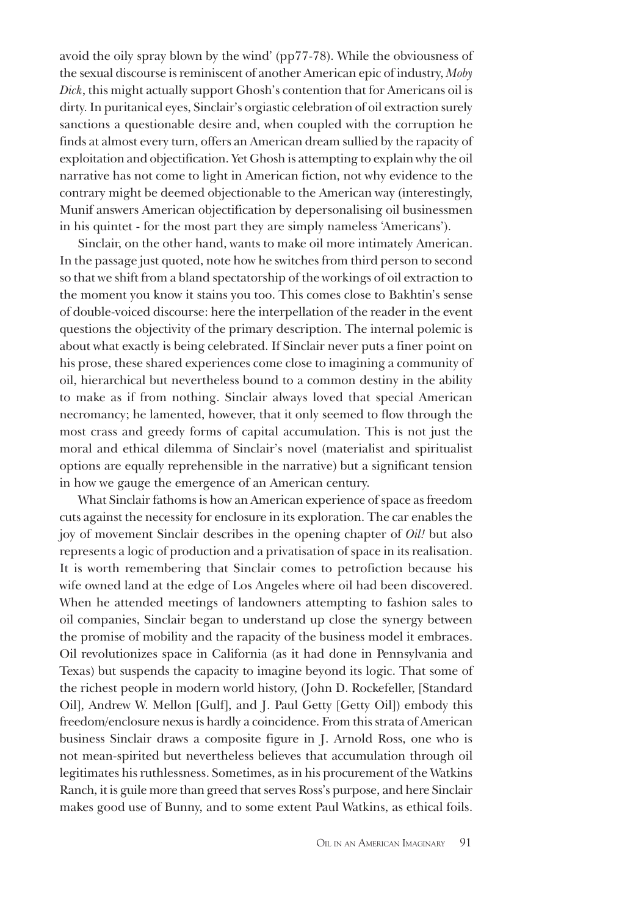avoid the oily spray blown by the wind' (pp77-78). While the obviousness of the sexual discourse is reminiscent of another American epic of industry, *Moby Dick*, this might actually support Ghosh's contention that for Americans oil is dirty. In puritanical eyes, Sinclair's orgiastic celebration of oil extraction surely sanctions a questionable desire and, when coupled with the corruption he finds at almost every turn, offers an American dream sullied by the rapacity of exploitation and objectification. Yet Ghosh is attempting to explain why the oil narrative has not come to light in American fiction, not why evidence to the contrary might be deemed objectionable to the American way (interestingly, Munif answers American objectification by depersonalising oil businessmen in his quintet - for the most part they are simply nameless 'Americans').

Sinclair, on the other hand, wants to make oil more intimately American. In the passage just quoted, note how he switches from third person to second so that we shift from a bland spectatorship of the workings of oil extraction to the moment you know it stains you too. This comes close to Bakhtin's sense of double-voiced discourse: here the interpellation of the reader in the event questions the objectivity of the primary description. The internal polemic is about what exactly is being celebrated. If Sinclair never puts a finer point on his prose, these shared experiences come close to imagining a community of oil, hierarchical but nevertheless bound to a common destiny in the ability to make as if from nothing. Sinclair always loved that special American necromancy; he lamented, however, that it only seemed to flow through the most crass and greedy forms of capital accumulation. This is not just the moral and ethical dilemma of Sinclair's novel (materialist and spiritualist options are equally reprehensible in the narrative) but a significant tension in how we gauge the emergence of an American century.

What Sinclair fathoms is how an American experience of space as freedom cuts against the necessity for enclosure in its exploration. The car enables the joy of movement Sinclair describes in the opening chapter of *Oil!* but also represents a logic of production and a privatisation of space in its realisation. It is worth remembering that Sinclair comes to petrofiction because his wife owned land at the edge of Los Angeles where oil had been discovered. When he attended meetings of landowners attempting to fashion sales to oil companies, Sinclair began to understand up close the synergy between the promise of mobility and the rapacity of the business model it embraces. Oil revolutionizes space in California (as it had done in Pennsylvania and Texas) but suspends the capacity to imagine beyond its logic. That some of the richest people in modern world history, (John D. Rockefeller, [Standard Oil], Andrew W. Mellon [Gulf], and J. Paul Getty [Getty Oil]) embody this freedom/enclosure nexus is hardly a coincidence. From this strata of American business Sinclair draws a composite figure in J. Arnold Ross, one who is not mean-spirited but nevertheless believes that accumulation through oil legitimates his ruthlessness. Sometimes, as in his procurement of the Watkins Ranch, it is guile more than greed that serves Ross's purpose, and here Sinclair makes good use of Bunny, and to some extent Paul Watkins, as ethical foils.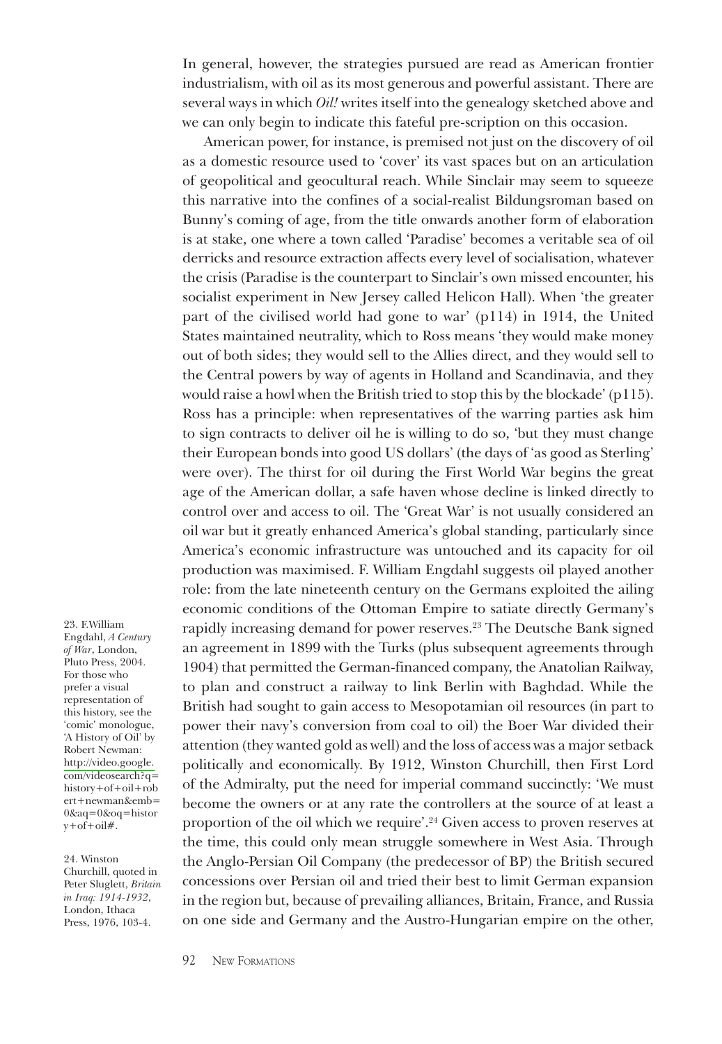In general, however, the strategies pursued are read as American frontier industrialism, with oil as its most generous and powerful assistant. There are several ways in which *Oil!* writes itself into the genealogy sketched above and we can only begin to indicate this fateful pre-scription on this occasion.

American power, for instance, is premised not just on the discovery of oil as a domestic resource used to 'cover' its vast spaces but on an articulation of geopolitical and geocultural reach. While Sinclair may seem to squeeze this narrative into the confines of a social-realist Bildungsroman based on Bunny's coming of age, from the title onwards another form of elaboration is at stake, one where a town called 'Paradise' becomes a veritable sea of oil derricks and resource extraction affects every level of socialisation, whatever the crisis (Paradise is the counterpart to Sinclair's own missed encounter, his socialist experiment in New Jersey called Helicon Hall). When 'the greater part of the civilised world had gone to war' (p114) in 1914, the United States maintained neutrality, which to Ross means 'they would make money out of both sides; they would sell to the Allies direct, and they would sell to the Central powers by way of agents in Holland and Scandinavia, and they would raise a howl when the British tried to stop this by the blockade' (p115). Ross has a principle: when representatives of the warring parties ask him to sign contracts to deliver oil he is willing to do so, 'but they must change their European bonds into good US dollars' (the days of 'as good as Sterling' were over). The thirst for oil during the First World War begins the great age of the American dollar, a safe haven whose decline is linked directly to control over and access to oil. The 'Great War' is not usually considered an oil war but it greatly enhanced America's global standing, particularly since America's economic infrastructure was untouched and its capacity for oil production was maximised. F. William Engdahl suggests oil played another role: from the late nineteenth century on the Germans exploited the ailing economic conditions of the Ottoman Empire to satiate directly Germany's rapidly increasing demand for power reserves.[23] The Deutsche Bank signed an agreement in 1899 with the Turks (plus subsequent agreements through 1904) that permitted the German-financed company, the Anatolian Railway, to plan and construct a railway to link Berlin with Baghdad. While the British had sought to gain access to Mesopotamian oil resources (in part to power their navy's conversion from coal to oil) the Boer War divided their attention (they wanted gold as well) and the loss of access was a major setback politically and economically. By 1912, Winston Churchill, then First Lord of the Admiralty, put the need for imperial command succinctly: 'We must become the owners or at any rate the controllers at the source of at least a proportion of the oil which we require'.[24] Given access to proven reserves at the time, this could only mean struggle somewhere in West Asia. Through the Anglo-Persian Oil Company (the predecessor of BP) the British secured concessions over Persian oil and tried their best to limit German expansion in the region but, because of prevailing alliances, Britain, France, and Russia on one side and Germany and the Austro-Hungarian empire on the other,

23. F.William Engdahl, *A Century of War*, London, Pluto Press, 2004. For those who prefer a visual representation of this history, see the 'comic' monologue, 'A History of Oil' by Robert Newman: http://video.google.com/videosearch?q=history+of+oil+robert+newman&emb=0&aq=0&oq=history+of+oil#.

24. Winston Churchill, quoted in Peter Sluglett, *Britain in Iraq: 1914-1932*, London, Ithaca Press, 1976, 103-4.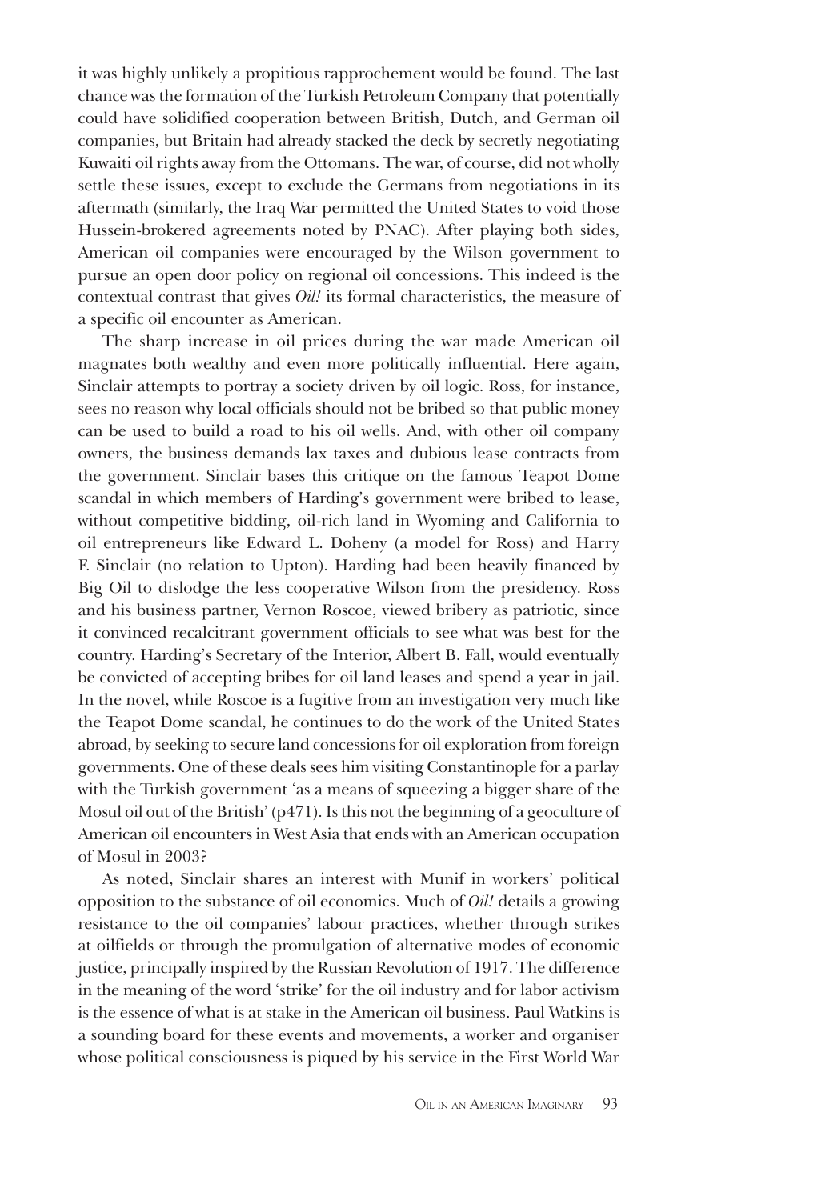it was highly unlikely a propitious rapprochement would be found. The last chance was the formation of the Turkish Petroleum Company that potentially could have solidified cooperation between British, Dutch, and German oil companies, but Britain had already stacked the deck by secretly negotiating Kuwaiti oil rights away from the Ottomans. The war, of course, did not wholly settle these issues, except to exclude the Germans from negotiations in its aftermath (similarly, the Iraq War permitted the United States to void those Hussein-brokered agreements noted by PNAC). After playing both sides, American oil companies were encouraged by the Wilson government to pursue an open door policy on regional oil concessions. This indeed is the contextual contrast that gives *Oil!* its formal characteristics, the measure of a specific oil encounter as American.

The sharp increase in oil prices during the war made American oil magnates both wealthy and even more politically influential. Here again, Sinclair attempts to portray a society driven by oil logic. Ross, for instance, sees no reason why local officials should not be bribed so that public money can be used to build a road to his oil wells. And, with other oil company owners, the business demands lax taxes and dubious lease contracts from the government. Sinclair bases this critique on the famous Teapot Dome scandal in which members of Harding's government were bribed to lease, without competitive bidding, oil-rich land in Wyoming and California to oil entrepreneurs like Edward L. Doheny (a model for Ross) and Harry F. Sinclair (no relation to Upton). Harding had been heavily financed by Big Oil to dislodge the less cooperative Wilson from the presidency. Ross and his business partner, Vernon Roscoe, viewed bribery as patriotic, since it convinced recalcitrant government officials to see what was best for the country. Harding's Secretary of the Interior, Albert B. Fall, would eventually be convicted of accepting bribes for oil land leases and spend a year in jail. In the novel, while Roscoe is a fugitive from an investigation very much like the Teapot Dome scandal, he continues to do the work of the United States abroad, by seeking to secure land concessions for oil exploration from foreign governments. One of these deals sees him visiting Constantinople for a parlay with the Turkish government 'as a means of squeezing a bigger share of the Mosul oil out of the British' (p471). Is this not the beginning of a geoculture of American oil encounters in West Asia that ends with an American occupation of Mosul in 2003?

As noted, Sinclair shares an interest with Munif in workers' political opposition to the substance of oil economics. Much of *Oil!* details a growing resistance to the oil companies' labour practices, whether through strikes at oilfields or through the promulgation of alternative modes of economic justice, principally inspired by the Russian Revolution of 1917. The difference in the meaning of the word 'strike' for the oil industry and for labor activism is the essence of what is at stake in the American oil business. Paul Watkins is a sounding board for these events and movements, a worker and organiser whose political consciousness is piqued by his service in the First World War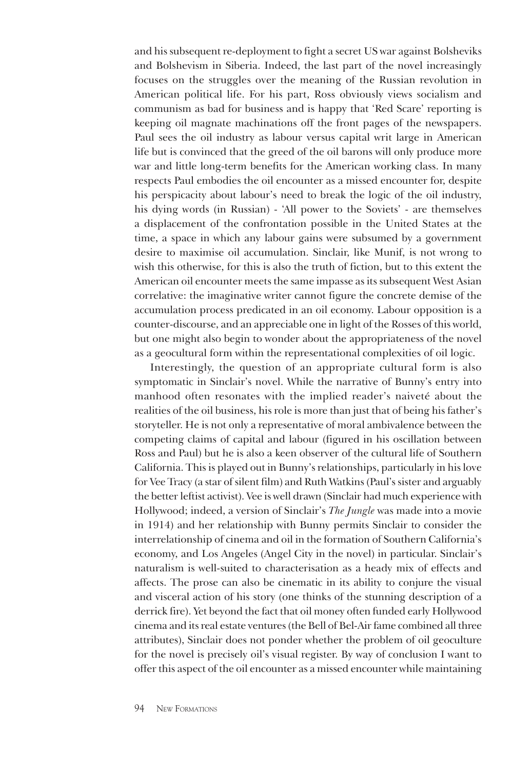and his subsequent re-deployment to fight a secret US war against Bolsheviks and Bolshevism in Siberia. Indeed, the last part of the novel increasingly focuses on the struggles over the meaning of the Russian revolution in American political life. For his part, Ross obviously views socialism and communism as bad for business and is happy that 'Red Scare' reporting is keeping oil magnate machinations off the front pages of the newspapers. Paul sees the oil industry as labour versus capital writ large in American life but is convinced that the greed of the oil barons will only produce more war and little long-term benefits for the American working class. In many respects Paul embodies the oil encounter as a missed encounter for, despite his perspicacity about labour's need to break the logic of the oil industry, his dying words (in Russian) - 'All power to the Soviets' - are themselves a displacement of the confrontation possible in the United States at the time, a space in which any labour gains were subsumed by a government desire to maximise oil accumulation. Sinclair, like Munif, is not wrong to wish this otherwise, for this is also the truth of fiction, but to this extent the American oil encounter meets the same impasse as its subsequent West Asian correlative: the imaginative writer cannot figure the concrete demise of the accumulation process predicated in an oil economy. Labour opposition is a counter-discourse, and an appreciable one in light of the Rosses of this world, but one might also begin to wonder about the appropriateness of the novel as a geocultural form within the representational complexities of oil logic.

Interestingly, the question of an appropriate cultural form is also symptomatic in Sinclair's novel. While the narrative of Bunny's entry into manhood often resonates with the implied reader's naiveté about the realities of the oil business, his role is more than just that of being his father's storyteller. He is not only a representative of moral ambivalence between the competing claims of capital and labour (figured in his oscillation between Ross and Paul) but he is also a keen observer of the cultural life of Southern California. This is played out in Bunny's relationships, particularly in his love for Vee Tracy (a star of silent film) and Ruth Watkins (Paul's sister and arguably the better leftist activist). Vee is well drawn (Sinclair had much experience with Hollywood; indeed, a version of Sinclair's *The Jungle* was made into a movie in 1914) and her relationship with Bunny permits Sinclair to consider the interrelationship of cinema and oil in the formation of Southern California's economy, and Los Angeles (Angel City in the novel) in particular. Sinclair's naturalism is well-suited to characterisation as a heady mix of effects and affects. The prose can also be cinematic in its ability to conjure the visual and visceral action of his story (one thinks of the stunning description of a derrick fire). Yet beyond the fact that oil money often funded early Hollywood cinema and its real estate ventures (the Bell of Bel-Air fame combined all three attributes), Sinclair does not ponder whether the problem of oil geoculture for the novel is precisely oil's visual register. By way of conclusion I want to offer this aspect of the oil encounter as a missed encounter while maintaining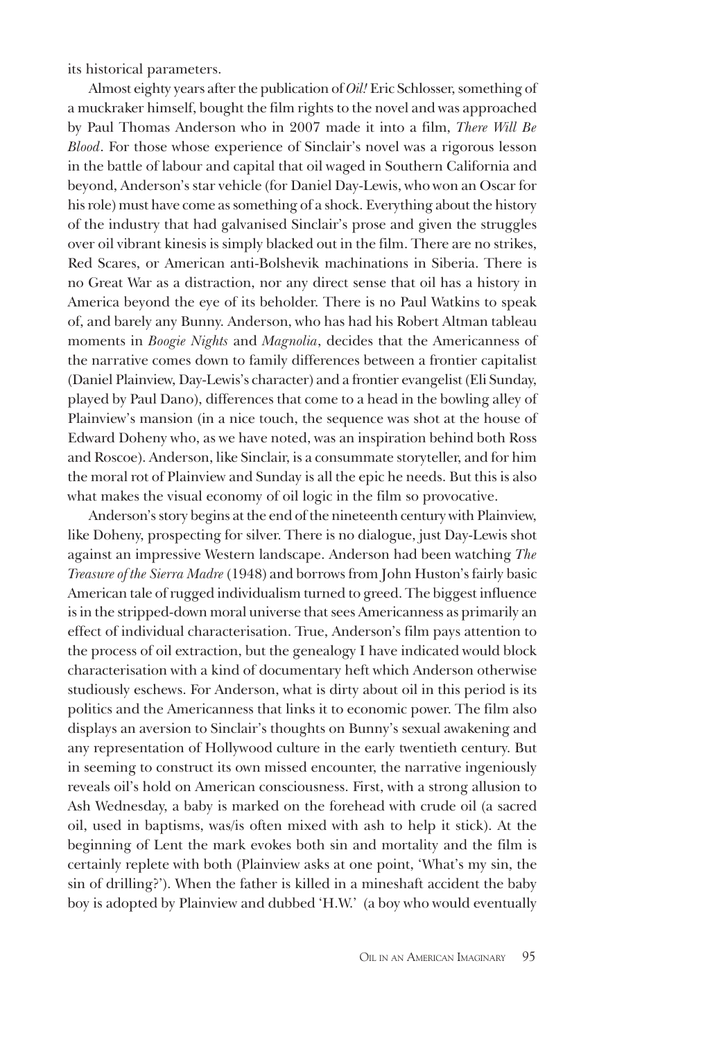its historical parameters.

Almost eighty years after the publication of *Oil!* Eric Schlosser, something of a muckraker himself, bought the film rights to the novel and was approached by Paul Thomas Anderson who in 2007 made it into a film, *There Will Be Blood*. For those whose experience of Sinclair's novel was a rigorous lesson in the battle of labour and capital that oil waged in Southern California and beyond, Anderson's star vehicle (for Daniel Day-Lewis, who won an Oscar for his role) must have come as something of a shock. Everything about the history of the industry that had galvanised Sinclair's prose and given the struggles over oil vibrant kinesis is simply blacked out in the film. There are no strikes, Red Scares, or American anti-Bolshevik machinations in Siberia. There is no Great War as a distraction, nor any direct sense that oil has a history in America beyond the eye of its beholder. There is no Paul Watkins to speak of, and barely any Bunny. Anderson, who has had his Robert Altman tableau moments in *Boogie Nights* and *Magnolia*, decides that the Americanness of the narrative comes down to family differences between a frontier capitalist (Daniel Plainview, Day-Lewis's character) and a frontier evangelist (Eli Sunday, played by Paul Dano), differences that come to a head in the bowling alley of Plainview's mansion (in a nice touch, the sequence was shot at the house of Edward Doheny who, as we have noted, was an inspiration behind both Ross and Roscoe). Anderson, like Sinclair, is a consummate storyteller, and for him the moral rot of Plainview and Sunday is all the epic he needs. But this is also what makes the visual economy of oil logic in the film so provocative.

Anderson's story begins at the end of the nineteenth century with Plainview, like Doheny, prospecting for silver. There is no dialogue, just Day-Lewis shot against an impressive Western landscape. Anderson had been watching *The Treasure of the Sierra Madre* (1948) and borrows from John Huston's fairly basic American tale of rugged individualism turned to greed. The biggest influence is in the stripped-down moral universe that sees Americanness as primarily an effect of individual characterisation. True, Anderson's film pays attention to the process of oil extraction, but the genealogy I have indicated would block characterisation with a kind of documentary heft which Anderson otherwise studiously eschews. For Anderson, what is dirty about oil in this period is its politics and the Americanness that links it to economic power. The film also displays an aversion to Sinclair's thoughts on Bunny's sexual awakening and any representation of Hollywood culture in the early twentieth century. But in seeming to construct its own missed encounter, the narrative ingeniously reveals oil's hold on American consciousness. First, with a strong allusion to Ash Wednesday, a baby is marked on the forehead with crude oil (a sacred oil, used in baptisms, was/is often mixed with ash to help it stick). At the beginning of Lent the mark evokes both sin and mortality and the film is certainly replete with both (Plainview asks at one point, 'What's my sin, the sin of drilling?'). When the father is killed in a mineshaft accident the baby boy is adopted by Plainview and dubbed 'H.W.' (a boy who would eventually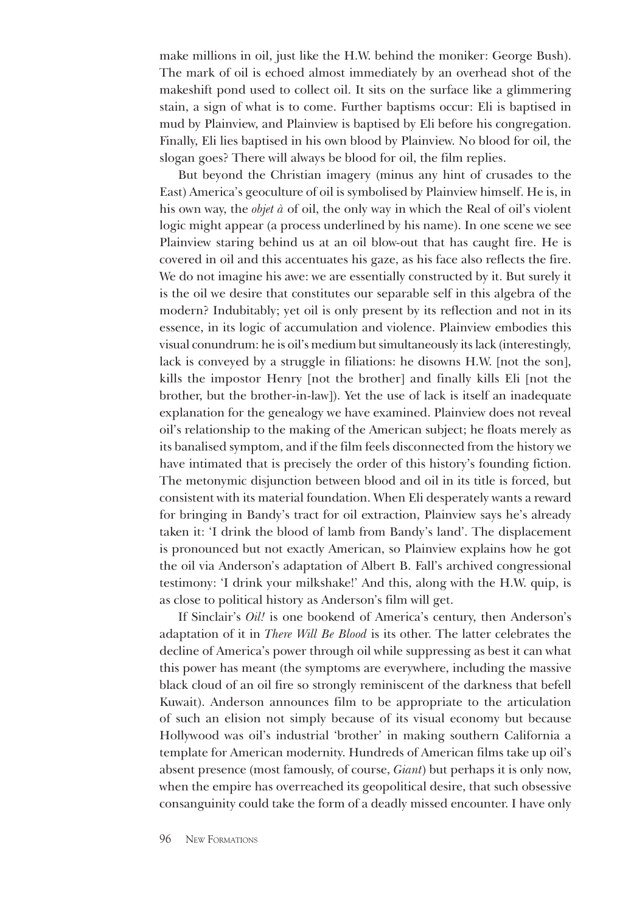make millions in oil, just like the H.W. behind the moniker: George Bush). The mark of oil is echoed almost immediately by an overhead shot of the makeshift pond used to collect oil. It sits on the surface like a glimmering stain, a sign of what is to come. Further baptisms occur: Eli is baptised in mud by Plainview, and Plainview is baptised by Eli before his congregation. Finally, Eli lies baptised in his own blood by Plainview. No blood for oil, the slogan goes? There will always be blood for oil, the film replies.

But beyond the Christian imagery (minus any hint of crusades to the East) America's geoculture of oil is symbolised by Plainview himself. He is, in his own way, the *objet à* of oil, the only way in which the Real of oil's violent logic might appear (a process underlined by his name). In one scene we see Plainview staring behind us at an oil blow-out that has caught fire. He is covered in oil and this accentuates his gaze, as his face also reflects the fire. We do not imagine his awe: we are essentially constructed by it. But surely it is the oil we desire that constitutes our separable self in this algebra of the modern? Indubitably; yet oil is only present by its reflection and not in its essence, in its logic of accumulation and violence. Plainview embodies this visual conundrum: he is oil's medium but simultaneously its lack (interestingly, lack is conveyed by a struggle in filiations: he disowns H.W. [not the son], kills the impostor Henry [not the brother] and finally kills Eli [not the brother, but the brother-in-law]). Yet the use of lack is itself an inadequate explanation for the genealogy we have examined. Plainview does not reveal oil's relationship to the making of the American subject; he floats merely as its banalised symptom, and if the film feels disconnected from the history we have intimated that is precisely the order of this history's founding fiction. The metonymic disjunction between blood and oil in its title is forced, but consistent with its material foundation. When Eli desperately wants a reward for bringing in Bandy's tract for oil extraction, Plainview says he's already taken it: 'I drink the blood of lamb from Bandy's land'. The displacement is pronounced but not exactly American, so Plainview explains how he got the oil via Anderson's adaptation of Albert B. Fall's archived congressional testimony: 'I drink your milkshake!' And this, along with the H.W. quip, is as close to political history as Anderson's film will get.

If Sinclair's *Oil!* is one bookend of America's century, then Anderson's adaptation of it in *There Will Be Blood* is its other. The latter celebrates the decline of America's power through oil while suppressing as best it can what this power has meant (the symptoms are everywhere, including the massive black cloud of an oil fire so strongly reminiscent of the darkness that befell Kuwait). Anderson announces film to be appropriate to the articulation of such an elision not simply because of its visual economy but because Hollywood was oil's industrial 'brother' in making southern California a template for American modernity. Hundreds of American films take up oil's absent presence (most famously, of course, *Giant*) but perhaps it is only now, when the empire has overreached its geopolitical desire, that such obsessive consanguinity could take the form of a deadly missed encounter. I have only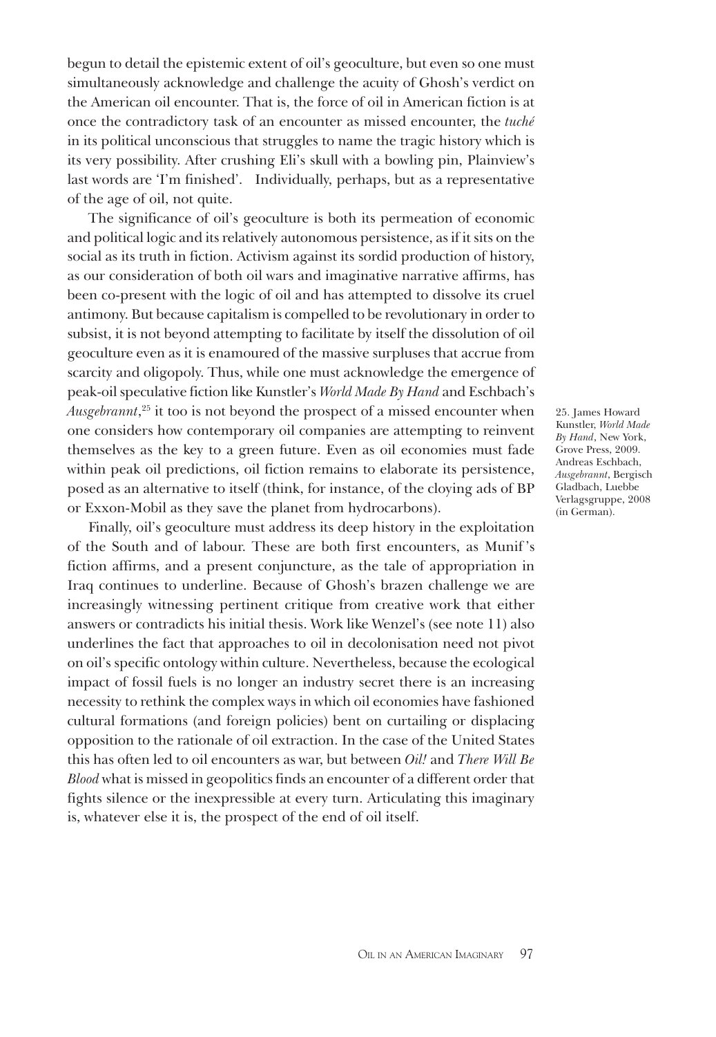begun to detail the epistemic extent of oil's geoculture, but even so one must simultaneously acknowledge and challenge the acuity of Ghosh's verdict on the American oil encounter. That is, the force of oil in American fiction is at once the contradictory task of an encounter as missed encounter, the *tuché* in its political unconscious that struggles to name the tragic history which is its very possibility. After crushing Eli's skull with a bowling pin, Plainview's last words are 'I'm finished'. Individually, perhaps, but as a representative of the age of oil, not quite.

The significance of oil's geoculture is both its permeation of economic and political logic and its relatively autonomous persistence, as if it sits on the social as its truth in fiction. Activism against its sordid production of history, as our consideration of both oil wars and imaginative narrative affirms, has been co-present with the logic of oil and has attempted to dissolve its cruel antimony. But because capitalism is compelled to be revolutionary in order to subsist, it is not beyond attempting to facilitate by itself the dissolution of oil geoculture even as it is enamoured of the massive surpluses that accrue from scarcity and oligopoly. Thus, while one must acknowledge the emergence of peak-oil speculative fiction like Kunstler's *World Made By Hand* and Eschbach's *Ausgebrannt*,[25] it too is not beyond the prospect of a missed encounter when one considers how contemporary oil companies are attempting to reinvent themselves as the key to a green future. Even as oil economies must fade within peak oil predictions, oil fiction remains to elaborate its persistence, posed as an alternative to itself (think, for instance, of the cloying ads of BP or Exxon-Mobil as they save the planet from hydrocarbons).

Finally, oil's geoculture must address its deep history in the exploitation of the South and of labour. These are both first encounters, as Munif's fiction affirms, and a present conjuncture, as the tale of appropriation in Iraq continues to underline. Because of Ghosh's brazen challenge we are increasingly witnessing pertinent critique from creative work that either answers or contradicts his initial thesis. Work like Wenzel's (see note 11) also underlines the fact that approaches to oil in decolonisation need not pivot on oil's specific ontology within culture. Nevertheless, because the ecological impact of fossil fuels is no longer an industry secret there is an increasing necessity to rethink the complex ways in which oil economies have fashioned cultural formations (and foreign policies) bent on curtailing or displacing opposition to the rationale of oil extraction. In the case of the United States this has often led to oil encounters as war, but between *Oil!* and *There Will Be Blood* what is missed in geopolitics finds an encounter of a different order that fights silence or the inexpressible at every turn. Articulating this imaginary is, whatever else it is, the prospect of the end of oil itself.

25. James Howard Kunstler, *World Made By Hand*, New York, Grove Press, 2009. Andreas Eschbach, *Ausgebrannt*, Bergisch Gladbach, Luebbe Verlagsgruppe, 2008 (in German).